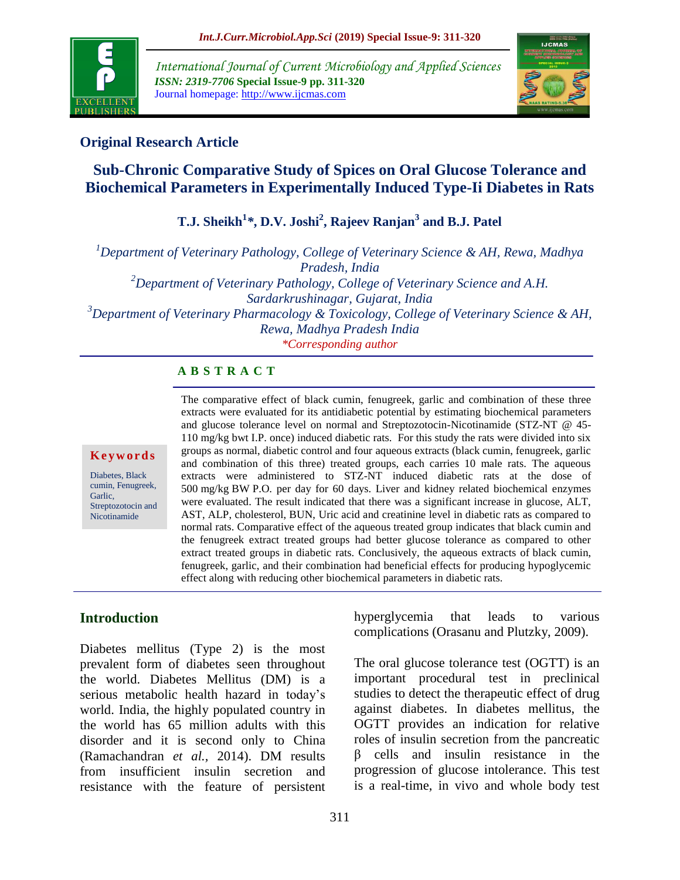## Original Research Article

# Sub-Chronic Comparative Study of Spices on Oral Glucose Tolerance and Biochemical Parameters in Experimentally Induced Type-Ii Diabetes in Rats

**T.J. Sheikh[1]\*, D.V. Joshi[2], Rajeev Ranjan[3] and B.J. Patel**

*[1]Department of Veterinary Pathology, College of Veterinary Science & AH, Rewa, Madhya Pradesh, India*
*[2]Department of Veterinary Pathology, College of Veterinary Science and A.H. Sardarkrushinagar, Gujarat, India*
*[3]Department of Veterinary Pharmacology & Toxicology, College of Veterinary Science & AH, Rewa, Madhya Pradesh India*
*\*Corresponding author*

## ABSTRACT

**Keywords**

Diabetes, Black cumin, Fenugreek, Garlic, Streptozotocin and Nicotinamide

The comparative effect of black cumin, fenugreek, garlic and combination of these three extracts were evaluated for its antidiabetic potential by estimating biochemical parameters and glucose tolerance level on normal and Streptozotocin-Nicotinamide (STZ-NT @ 45-110 mg/kg bwt I.P. once) induced diabetic rats. For this study the rats were divided into six groups as normal, diabetic control and four aqueous extracts (black cumin, fenugreek, garlic and combination of this three) treated groups, each carries 10 male rats. The aqueous extracts were administered to STZ-NT induced diabetic rats at the dose of 500 mg/kg BW P.O. per day for 60 days. Liver and kidney related biochemical enzymes were evaluated. The result indicated that there was a significant increase in glucose, ALT, AST, ALP, cholesterol, BUN, Uric acid and creatinine level in diabetic rats as compared to normal rats. Comparative effect of the aqueous treated group indicates that black cumin and the fenugreek extract treated groups had better glucose tolerance as compared to other extract treated groups in diabetic rats. Conclusively, the aqueous extracts of black cumin, fenugreek, garlic, and their combination had beneficial effects for producing hypoglycemic effect along with reducing other biochemical parameters in diabetic rats.

## Introduction

Diabetes mellitus (Type 2) is the most prevalent form of diabetes seen throughout the world. Diabetes Mellitus (DM) is a serious metabolic health hazard in today's world. India, the highly populated country in the world has 65 million adults with this disorder and it is second only to China (Ramachandran *et al.,* 2014). DM results from insufficient insulin secretion and resistance with the feature of persistent hyperglycemia that leads to various complications (Orasanu and Plutzky, 2009).

The oral glucose tolerance test (OGTT) is an important procedural test in preclinical studies to detect the therapeutic effect of drug against diabetes. In diabetes mellitus, the OGTT provides an indication for relative roles of insulin secretion from the pancreatic β cells and insulin resistance in the progression of glucose intolerance. This test is a real-time, in vivo and whole body test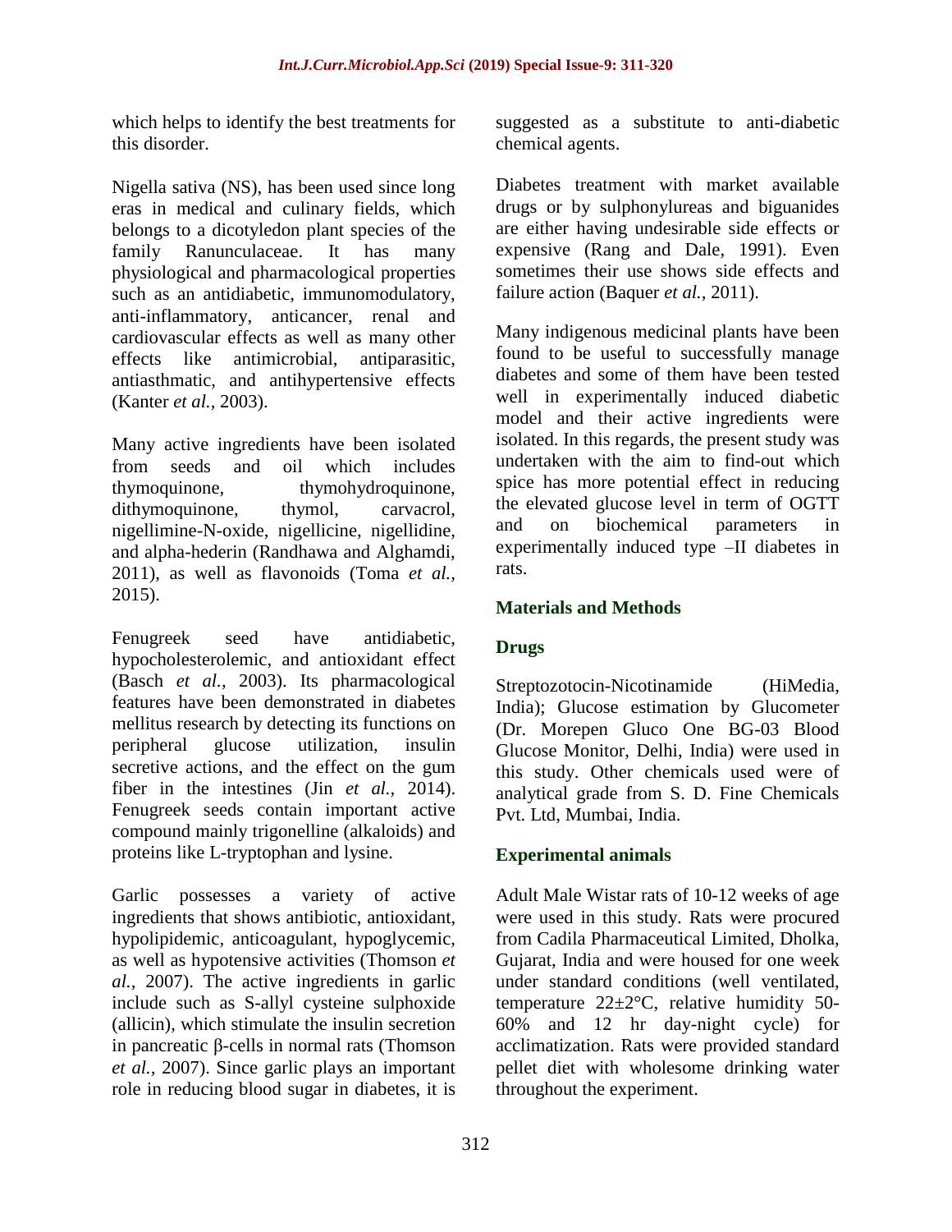which helps to identify the best treatments for this disorder.

Nigella sativa (NS), has been used since long eras in medical and culinary fields, which belongs to a dicotyledon plant species of the family Ranunculaceae. It has many physiological and pharmacological properties such as an antidiabetic, immunomodulatory, anti-inflammatory, anticancer, renal and cardiovascular effects as well as many other effects like antimicrobial, antiparasitic, antiasthmatic, and antihypertensive effects (Kanter *et al.,* 2003).

Many active ingredients have been isolated from seeds and oil which includes thymoquinone, thymohydroquinone, dithymoquinone, thymol, carvacrol, nigellimine-N-oxide, nigellicine, nigellidine, and alpha-hederin (Randhawa and Alghamdi, 2011), as well as flavonoids (Toma *et al.,* 2015).

Fenugreek seed have antidiabetic, hypocholesterolemic, and antioxidant effect (Basch *et al.,* 2003). Its pharmacological features have been demonstrated in diabetes mellitus research by detecting its functions on peripheral glucose utilization, insulin secretive actions, and the effect on the gum fiber in the intestines (Jin *et al.,* 2014). Fenugreek seeds contain important active compound mainly trigonelline (alkaloids) and proteins like L-tryptophan and lysine.

Garlic possesses a variety of active ingredients that shows antibiotic, antioxidant, hypolipidemic, anticoagulant, hypoglycemic, as well as hypotensive activities (Thomson *et al.,* 2007). The active ingredients in garlic include such as S-allyl cysteine sulphoxide (allicin), which stimulate the insulin secretion in pancreatic β-cells in normal rats (Thomson *et al.,* 2007). Since garlic plays an important role in reducing blood sugar in diabetes, it is suggested as a substitute to anti-diabetic chemical agents.

Diabetes treatment with market available drugs or by sulphonylureas and biguanides are either having undesirable side effects or expensive (Rang and Dale, 1991). Even sometimes their use shows side effects and failure action (Baquer *et al.,* 2011).

Many indigenous medicinal plants have been found to be useful to successfully manage diabetes and some of them have been tested well in experimentally induced diabetic model and their active ingredients were isolated. In this regards, the present study was undertaken with the aim to find-out which spice has more potential effect in reducing the elevated glucose level in term of OGTT and on biochemical parameters in experimentally induced type –II diabetes in rats.

## Materials and Methods

### Drugs

Streptozotocin-Nicotinamide (HiMedia, India); Glucose estimation by Glucometer (Dr. Morepen Gluco One BG-03 Blood Glucose Monitor, Delhi, India) were used in this study. Other chemicals used were of analytical grade from S. D. Fine Chemicals Pvt. Ltd, Mumbai, India.

### Experimental animals

Adult Male Wistar rats of 10-12 weeks of age were used in this study. Rats were procured from Cadila Pharmaceutical Limited, Dholka, Gujarat, India and were housed for one week under standard conditions (well ventilated, temperature 22±2°C, relative humidity 50-60% and 12 hr day-night cycle) for acclimatization. Rats were provided standard pellet diet with wholesome drinking water throughout the experiment.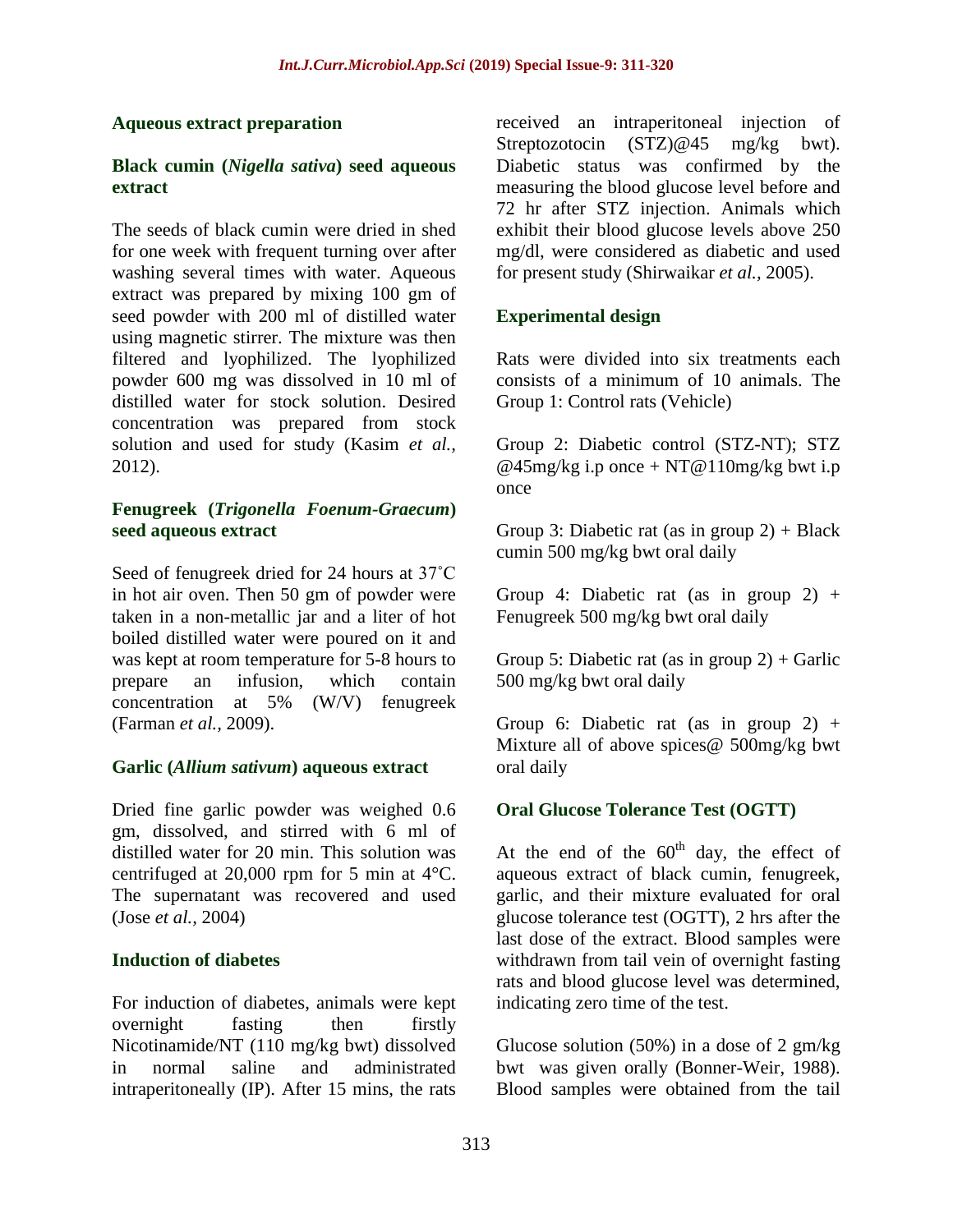### Aqueous extract preparation

### Black cumin (*Nigella sativa*) seed aqueous extract

The seeds of black cumin were dried in shed for one week with frequent turning over after washing several times with water. Aqueous extract was prepared by mixing 100 gm of seed powder with 200 ml of distilled water using magnetic stirrer. The mixture was then filtered and lyophilized. The lyophilized powder 600 mg was dissolved in 10 ml of distilled water for stock solution. Desired concentration was prepared from stock solution and used for study (Kasim *et al.,* 2012).

### Fenugreek (*Trigonella Foenum-Graecum*) seed aqueous extract

Seed of fenugreek dried for 24 hours at 37˚C in hot air oven. Then 50 gm of powder were taken in a non-metallic jar and a liter of hot boiled distilled water were poured on it and was kept at room temperature for 5-8 hours to prepare an infusion, which contain concentration at 5% (W/V) fenugreek (Farman *et al.,* 2009).

### Garlic (*Allium sativum*) aqueous extract

Dried fine garlic powder was weighed 0.6 gm, dissolved, and stirred with 6 ml of distilled water for 20 min. This solution was centrifuged at 20,000 rpm for 5 min at 4°C. The supernatant was recovered and used (Jose *et al.,* 2004)

### Induction of diabetes

For induction of diabetes, animals were kept overnight fasting then firstly Nicotinamide/NT (110 mg/kg bwt) dissolved in normal saline and administrated intraperitoneally (IP). After 15 mins, the rats received an intraperitoneal injection of Streptozotocin (STZ)@45 mg/kg bwt). Diabetic status was confirmed by the measuring the blood glucose level before and 72 hr after STZ injection. Animals which exhibit their blood glucose levels above 250 mg/dl, were considered as diabetic and used for present study (Shirwaikar *et al.,* 2005).

### Experimental design

Rats were divided into six treatments each consists of a minimum of 10 animals. The Group 1: Control rats (Vehicle)

Group 2: Diabetic control (STZ-NT); STZ @45mg/kg i.p once + NT@110mg/kg bwt i.p once

Group 3: Diabetic rat (as in group 2) + Black cumin 500 mg/kg bwt oral daily

Group 4: Diabetic rat (as in group 2) + Fenugreek 500 mg/kg bwt oral daily

Group 5: Diabetic rat (as in group 2) + Garlic 500 mg/kg bwt oral daily

Group 6: Diabetic rat (as in group 2) + Mixture all of above spices@ 500mg/kg bwt oral daily

### Oral Glucose Tolerance Test (OGTT)

At the end of the $60^{th}$ day, the effect of aqueous extract of black cumin, fenugreek, garlic, and their mixture evaluated for oral glucose tolerance test (OGTT), 2 hrs after the last dose of the extract. Blood samples were withdrawn from tail vein of overnight fasting rats and blood glucose level was determined, indicating zero time of the test.

Glucose solution (50%) in a dose of 2 gm/kg bwt was given orally (Bonner-Weir, 1988). Blood samples were obtained from the tail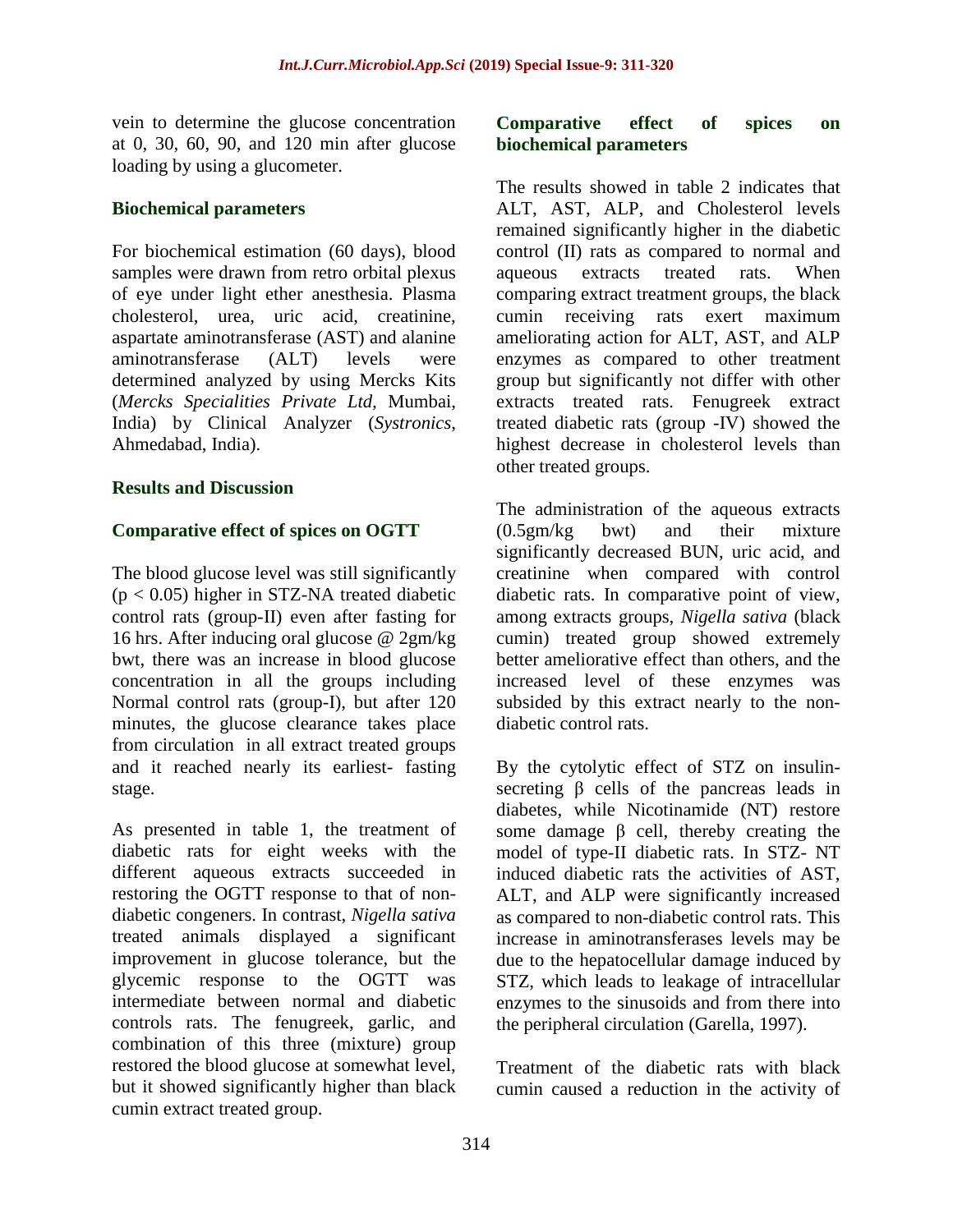vein to determine the glucose concentration at 0, 30, 60, 90, and 120 min after glucose loading by using a glucometer.

### Biochemical parameters

For biochemical estimation (60 days), blood samples were drawn from retro orbital plexus of eye under light ether anesthesia. Plasma cholesterol, urea, uric acid, creatinine, aspartate aminotransferase (AST) and alanine aminotransferase (ALT) levels were determined analyzed by using Mercks Kits (*Mercks Specialities Private Ltd,* Mumbai, India) by Clinical Analyzer (*Systronics*, Ahmedabad, India).

## Results and Discussion

### Comparative effect of spices on OGTT

The blood glucose level was still significantly ($p < 0.05$) higher in STZ-NA treated diabetic control rats (group-II) even after fasting for 16 hrs. After inducing oral glucose @ 2gm/kg bwt, there was an increase in blood glucose concentration in all the groups including Normal control rats (group-I), but after 120 minutes, the glucose clearance takes place from circulation in all extract treated groups and it reached nearly its earliest- fasting stage.

As presented in table 1, the treatment of diabetic rats for eight weeks with the different aqueous extracts succeeded in restoring the OGTT response to that of non-diabetic congeners. In contrast, *Nigella sativa* treated animals displayed a significant improvement in glucose tolerance, but the glycemic response to the OGTT was intermediate between normal and diabetic controls rats. The fenugreek, garlic, and combination of this three (mixture) group restored the blood glucose at somewhat level, but it showed significantly higher than black cumin extract treated group.

### Comparative effect of spices on biochemical parameters

The results showed in table 2 indicates that ALT, AST, ALP, and Cholesterol levels remained significantly higher in the diabetic control (II) rats as compared to normal and aqueous extracts treated rats. When comparing extract treatment groups, the black cumin receiving rats exert maximum ameliorating action for ALT, AST, and ALP enzymes as compared to other treatment group but significantly not differ with other extracts treated rats. Fenugreek extract treated diabetic rats (group -IV) showed the highest decrease in cholesterol levels than other treated groups.

The administration of the aqueous extracts (0.5gm/kg bwt) and their mixture significantly decreased BUN, uric acid, and creatinine when compared with control diabetic rats. In comparative point of view, among extracts groups, *Nigella sativa* (black cumin) treated group showed extremely better ameliorative effect than others, and the increased level of these enzymes was subsided by this extract nearly to the non-diabetic control rats.

By the cytolytic effect of STZ on insulin-secreting β cells of the pancreas leads in diabetes, while Nicotinamide (NT) restore some damage β cell, thereby creating the model of type-II diabetic rats. In STZ- NT induced diabetic rats the activities of AST, ALT, and ALP were significantly increased as compared to non-diabetic control rats. This increase in aminotransferases levels may be due to the hepatocellular damage induced by STZ, which leads to leakage of intracellular enzymes to the sinusoids and from there into the peripheral circulation (Garella, 1997).

Treatment of the diabetic rats with black cumin caused a reduction in the activity of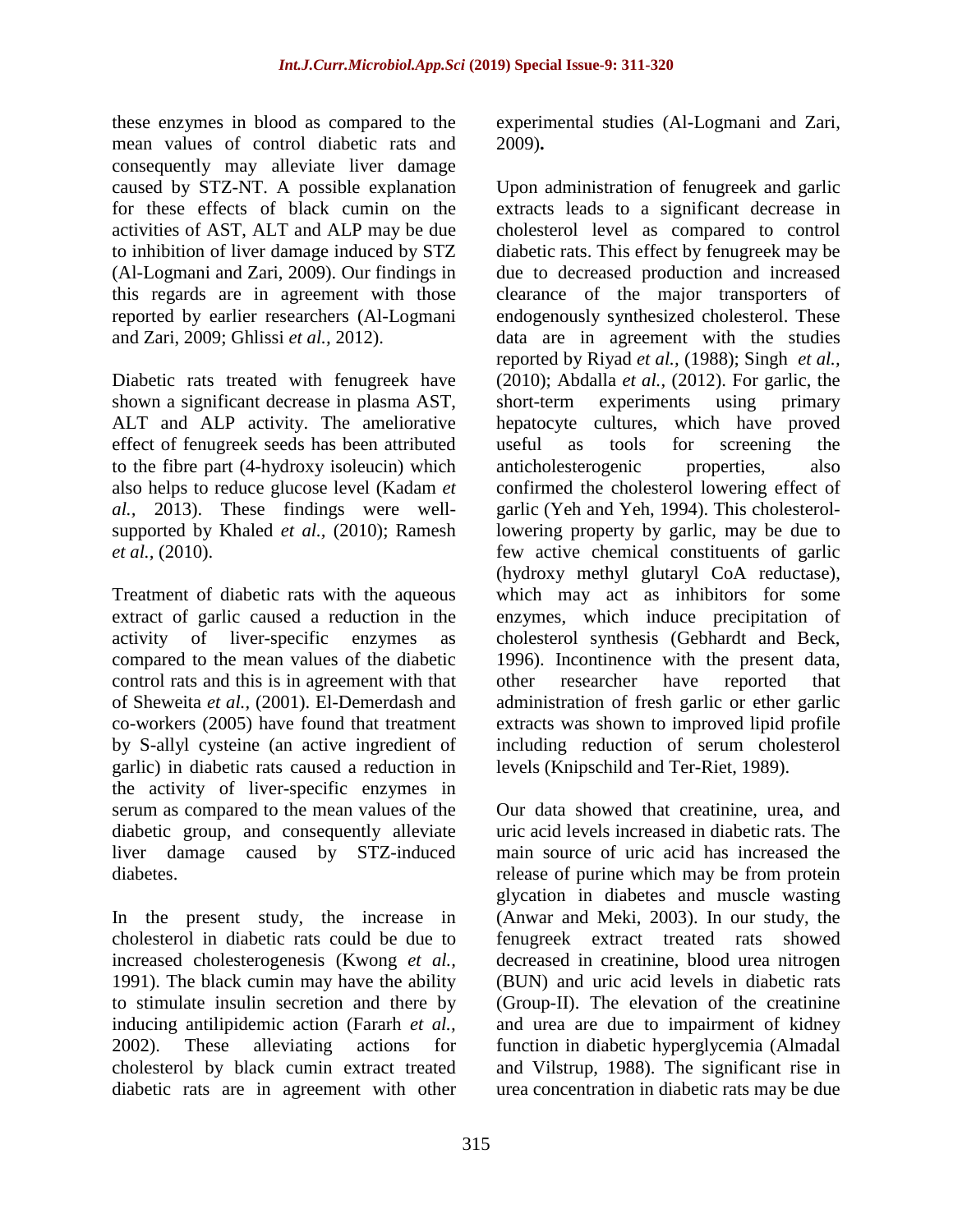these enzymes in blood as compared to the mean values of control diabetic rats and consequently may alleviate liver damage caused by STZ-NT. A possible explanation for these effects of black cumin on the activities of AST, ALT and ALP may be due to inhibition of liver damage induced by STZ (Al-Logmani and Zari, 2009). Our findings in this regards are in agreement with those reported by earlier researchers (Al-Logmani and Zari, 2009; Ghlissi *et al.,* 2012).

Diabetic rats treated with fenugreek have shown a significant decrease in plasma AST, ALT and ALP activity. The ameliorative effect of fenugreek seeds has been attributed to the fibre part (4-hydroxy isoleucin) which also helps to reduce glucose level (Kadam *et al.,* 2013). These findings were well-supported by Khaled *et al.,* (2010); Ramesh *et al.,* (2010).

Treatment of diabetic rats with the aqueous extract of garlic caused a reduction in the activity of liver-specific enzymes as compared to the mean values of the diabetic control rats and this is in agreement with that of Sheweita *et al.,* (2001). El-Demerdash and co-workers (2005) have found that treatment by S-allyl cysteine (an active ingredient of garlic) in diabetic rats caused a reduction in the activity of liver-specific enzymes in serum as compared to the mean values of the diabetic group, and consequently alleviate liver damage caused by STZ-induced diabetes.

In the present study, the increase in cholesterol in diabetic rats could be due to increased cholesterogenesis (Kwong *et al.,* 1991). The black cumin may have the ability to stimulate insulin secretion and there by inducing antilipidemic action (Fararh *et al.,* 2002). These alleviating actions for cholesterol by black cumin extract treated diabetic rats are in agreement with other experimental studies (Al-Logmani and Zari, 2009)**.**

Upon administration of fenugreek and garlic extracts leads to a significant decrease in cholesterol level as compared to control diabetic rats. This effect by fenugreek may be due to decreased production and increased clearance of the major transporters of endogenously synthesized cholesterol. These data are in agreement with the studies reported by Riyad *et al.,* (1988); Singh *et al.,* (2010); Abdalla *et al.,* (2012). For garlic, the short-term experiments using primary hepatocyte cultures, which have proved useful as tools for screening the anticholesterogenic properties, also confirmed the cholesterol lowering effect of garlic (Yeh and Yeh, 1994). This cholesterol-lowering property by garlic, may be due to few active chemical constituents of garlic (hydroxy methyl glutaryl CoA reductase), which may act as inhibitors for some enzymes, which induce precipitation of cholesterol synthesis (Gebhardt and Beck, 1996). Incontinence with the present data, other researcher have reported that administration of fresh garlic or ether garlic extracts was shown to improved lipid profile including reduction of serum cholesterol levels (Knipschild and Ter-Riet, 1989).

Our data showed that creatinine, urea, and uric acid levels increased in diabetic rats. The main source of uric acid has increased the release of purine which may be from protein glycation in diabetes and muscle wasting (Anwar and Meki, 2003). In our study, the fenugreek extract treated rats showed decreased in creatinine, blood urea nitrogen (BUN) and uric acid levels in diabetic rats (Group-II). The elevation of the creatinine and urea are due to impairment of kidney function in diabetic hyperglycemia (Almadal and Vilstrup, 1988). The significant rise in urea concentration in diabetic rats may be due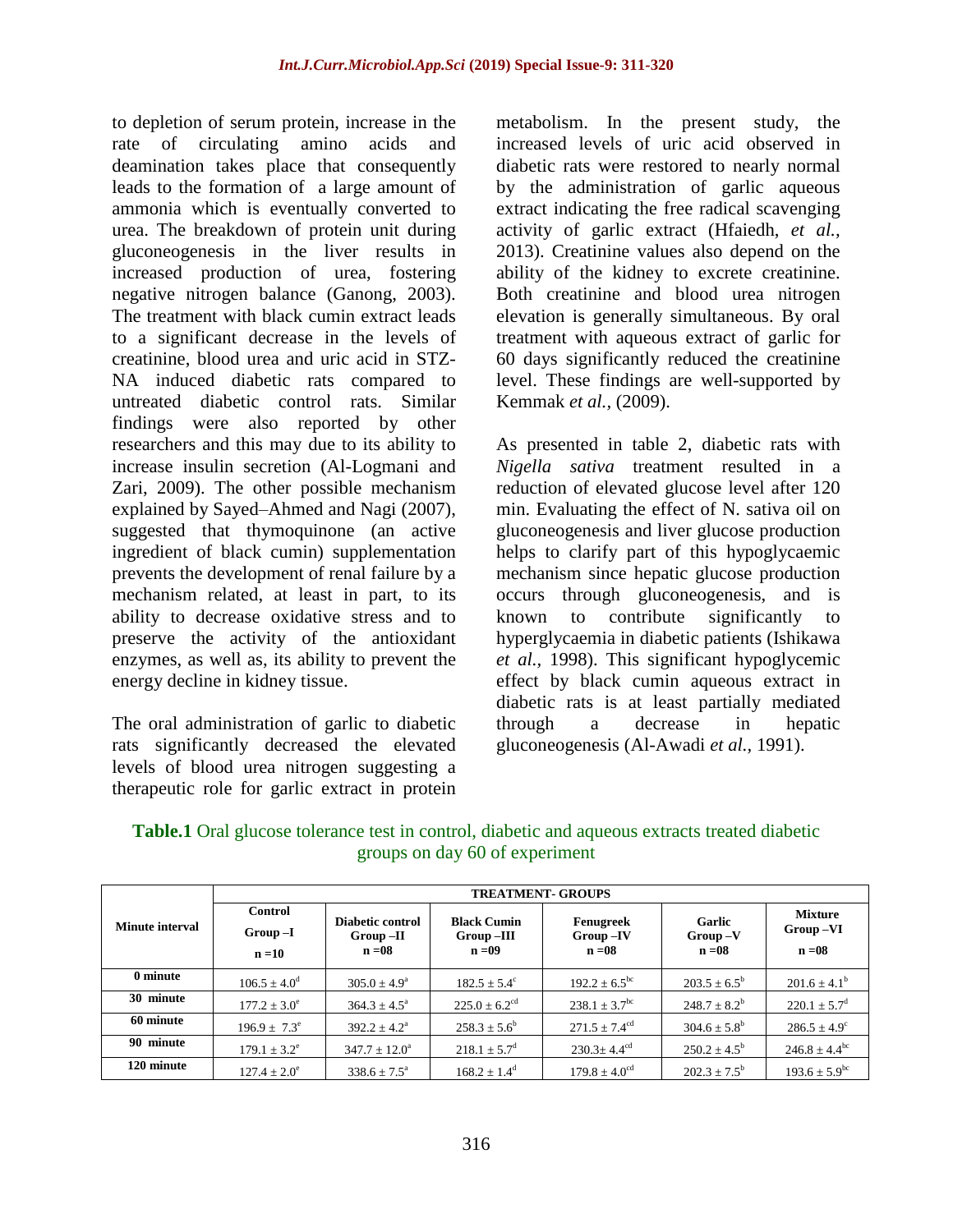to depletion of serum protein, increase in the rate of circulating amino acids and deamination takes place that consequently leads to the formation of a large amount of ammonia which is eventually converted to urea. The breakdown of protein unit during gluconeogenesis in the liver results in increased production of urea, fostering negative nitrogen balance (Ganong, 2003). The treatment with black cumin extract leads to a significant decrease in the levels of creatinine, blood urea and uric acid in STZ-NA induced diabetic rats compared to untreated diabetic control rats. Similar findings were also reported by other researchers and this may due to its ability to increase insulin secretion (Al-Logmani and Zari, 2009). The other possible mechanism explained by Sayed–Ahmed and Nagi (2007), suggested that thymoquinone (an active ingredient of black cumin) supplementation prevents the development of renal failure by a mechanism related, at least in part, to its ability to decrease oxidative stress and to preserve the activity of the antioxidant enzymes, as well as, its ability to prevent the energy decline in kidney tissue.

The oral administration of garlic to diabetic rats significantly decreased the elevated levels of blood urea nitrogen suggesting a therapeutic role for garlic extract in protein metabolism. In the present study, the increased levels of uric acid observed in diabetic rats were restored to nearly normal by the administration of garlic aqueous extract indicating the free radical scavenging activity of garlic extract (Hfaiedh, *et al.,* 2013). Creatinine values also depend on the ability of the kidney to excrete creatinine. Both creatinine and blood urea nitrogen elevation is generally simultaneous. By oral treatment with aqueous extract of garlic for 60 days significantly reduced the creatinine level. These findings are well-supported by Kemmak *et al.,* (2009).

As presented in table 2, diabetic rats with *Nigella sativa* treatment resulted in a reduction of elevated glucose level after 120 min. Evaluating the effect of N. sativa oil on gluconeogenesis and liver glucose production helps to clarify part of this hypoglycaemic mechanism since hepatic glucose production occurs through gluconeogenesis, and is known to contribute significantly to hyperglycaemia in diabetic patients (Ishikawa *et al.,* 1998). This significant hypoglycemic effect by black cumin aqueous extract in diabetic rats is at least partially mediated through a decrease in hepatic gluconeogenesis (Al-Awadi *et al.,* 1991).

**Table.1** Oral glucose tolerance test in control, diabetic and aqueous extracts treated diabetic groups on day 60 of experiment

| Minute interval | TREATMENT- GROUPS | | | | | |
|---|---|---|---|---|---|---|
| | Control Group –I n =10 | Diabetic control Group –II n =08 | Black Cumin Group –III n =09 | Fenugreek Group –IV n =08 | Garlic Group –V n =08 | Mixture Group –VI n =08 |
| 0 minute | $106.5 \pm 4.0^{d}$ | $305.0 \pm 4.9^{a}$ | $182.5 \pm 5.4^{c}$ | $192.2 \pm 6.5^{bc}$ | $203.5 \pm 6.5^{b}$ | $201.6 \pm 4.1^{b}$ |
| 30 minute | $177.2 \pm 3.0^{e}$ | $364.3 \pm 4.5^{a}$ | $225.0 \pm 6.2^{cd}$ | $238.1 \pm 3.7^{bc}$ | $248.7 \pm 8.2^{b}$ | $220.1 \pm 5.7^{d}$ |
| 60 minute | $196.9 \pm 7.3^{e}$ | $392.2 \pm 4.2^{a}$ | $258.3 \pm 5.6^{b}$ | $271.5 \pm 7.4^{cd}$ | $304.6 \pm 5.8^{b}$ | $286.5 \pm 4.9^{c}$ |
| 90 minute | $179.1 \pm 3.2^{e}$ | $347.7 \pm 12.0^{a}$ | $218.1 \pm 5.7^{d}$ | $230.3 \pm 4.4^{cd}$ | $250.2 \pm 4.5^{b}$ | $246.8 \pm 4.4^{bc}$ |
| 120 minute | $127.4 \pm 2.0^{e}$ | $338.6 \pm 7.5^{a}$ | $168.2 \pm 1.4^{d}$ | $179.8 \pm 4.0^{cd}$ | $202.3 \pm 7.5^{b}$ | $193.6 \pm 5.9^{bc}$ |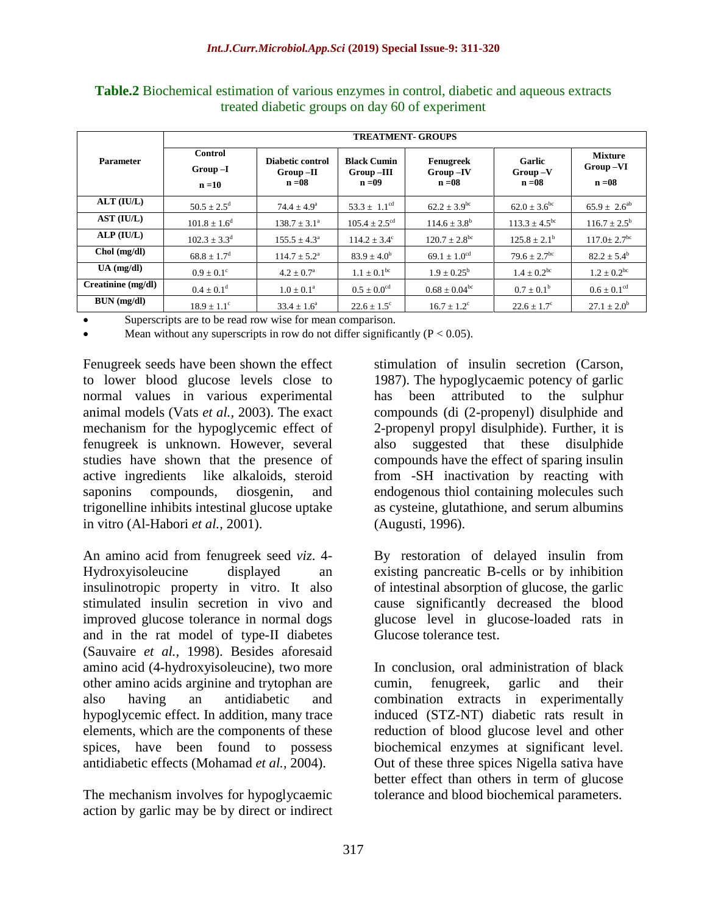**Table.2** Biochemical estimation of various enzymes in control, diabetic and aqueous extracts treated diabetic groups on day 60 of experiment

| Parameter | TREATMENT- GROUPS | | | | | |
|---|---|---|---|---|---|---|
| | Control Group –I n =10 | Diabetic control Group –II n =08 | Black Cumin Group –III n =09 | Fenugreek Group –IV n =08 | Garlic Group –V n =08 | Mixture Group –VI n =08 |
| ALT (IU/L) | $50.5 \pm 2.5^{d}$ | $74.4 \pm 4.9^{a}$ | $53.3 \pm 1.1^{cd}$ | $62.2 \pm 3.9^{bc}$ | $62.0 \pm 3.6^{bc}$ | $65.9 \pm 2.6^{ab}$ |
| AST (IU/L) | $101.8 \pm 1.6^{d}$ | $138.7 \pm 3.1^{a}$ | $105.4 \pm 2.5^{cd}$ | $114.6 \pm 3.8^{b}$ | $113.3 \pm 4.5^{bc}$ | $116.7 \pm 2.5^{b}$ |
| ALP (IU/L) | $102.3 \pm 3.3^{d}$ | $155.5 \pm 4.3^{a}$ | $114.2 \pm 3.4^{c}$ | $120.7 \pm 2.8^{bc}$ | $125.8 \pm 2.1^{b}$ | $117.0 \pm 2.7^{bc}$ |
| Chol (mg/dl) | $68.8 \pm 1.7^{d}$ | $114.7 \pm 5.2^{a}$ | $83.9 \pm 4.0^{b}$ | $69.1 \pm 1.0^{cd}$ | $79.6 \pm 2.7^{bc}$ | $82.2 \pm 5.4^{b}$ |
| UA (mg/dl) | $0.9 \pm 0.1^{c}$ | $4.2 \pm 0.7^{a}$ | $1.1 \pm 0.1^{bc}$ | $1.9 \pm 0.25^{b}$ | $1.4 \pm 0.2^{bc}$ | $1.2 \pm 0.2^{bc}$ |
| Creatinine (mg/dl) | $0.4 \pm 0.1^{d}$ | $1.0 \pm 0.1^{a}$ | $0.5 \pm 0.0^{cd}$ | $0.68 \pm 0.04^{bc}$ | $0.7 \pm 0.1^{b}$ | $0.6 \pm 0.1^{cd}$ |
| BUN (mg/dl) | $18.9 \pm 1.1^{c}$ | $33.4 \pm 1.6^{a}$ | $22.6 \pm 1.5^{c}$ | $16.7 \pm 1.2^{c}$ | $22.6 \pm 1.7^{c}$ | $27.1 \pm 2.0^{b}$ |

- Superscripts are to be read row wise for mean comparison.
- Mean without any superscripts in row do not differ significantly ($P < 0.05$).

Fenugreek seeds have been shown the effect to lower blood glucose levels close to normal values in various experimental animal models (Vats *et al.,* 2003). The exact mechanism for the hypoglycemic effect of fenugreek is unknown. However, several studies have shown that the presence of active ingredients like alkaloids, steroid saponins compounds, diosgenin, and trigonelline inhibits intestinal glucose uptake in vitro (Al-Habori *et al.,* 2001).

An amino acid from fenugreek seed *viz*. 4-Hydroxyisoleucine displayed an insulinotropic property in vitro. It also stimulated insulin secretion in vivo and improved glucose tolerance in normal dogs and in the rat model of type-II diabetes (Sauvaire *et al.,* 1998). Besides aforesaid amino acid (4-hydroxyisoleucine), two more other amino acids arginine and trytophan are also having an antidiabetic and hypoglycemic effect. In addition, many trace elements, which are the components of these spices, have been found to possess antidiabetic effects (Mohamad *et al.,* 2004).

The mechanism involves for hypoglycaemic action by garlic may be by direct or indirect stimulation of insulin secretion (Carson, 1987). The hypoglycaemic potency of garlic has been attributed to the sulphur compounds (di (2-propenyl) disulphide and 2-propenyl propyl disulphide). Further, it is also suggested that these disulphide compounds have the effect of sparing insulin from -SH inactivation by reacting with endogenous thiol containing molecules such as cysteine, glutathione, and serum albumins (Augusti, 1996).

By restoration of delayed insulin from existing pancreatic B-cells or by inhibition of intestinal absorption of glucose, the garlic cause significantly decreased the blood glucose level in glucose-loaded rats in Glucose tolerance test.

In conclusion, oral administration of black cumin, fenugreek, garlic and their combination extracts in experimentally induced (STZ-NT) diabetic rats result in reduction of blood glucose level and other biochemical enzymes at significant level. Out of these three spices Nigella sativa have better effect than others in term of glucose tolerance and blood biochemical parameters.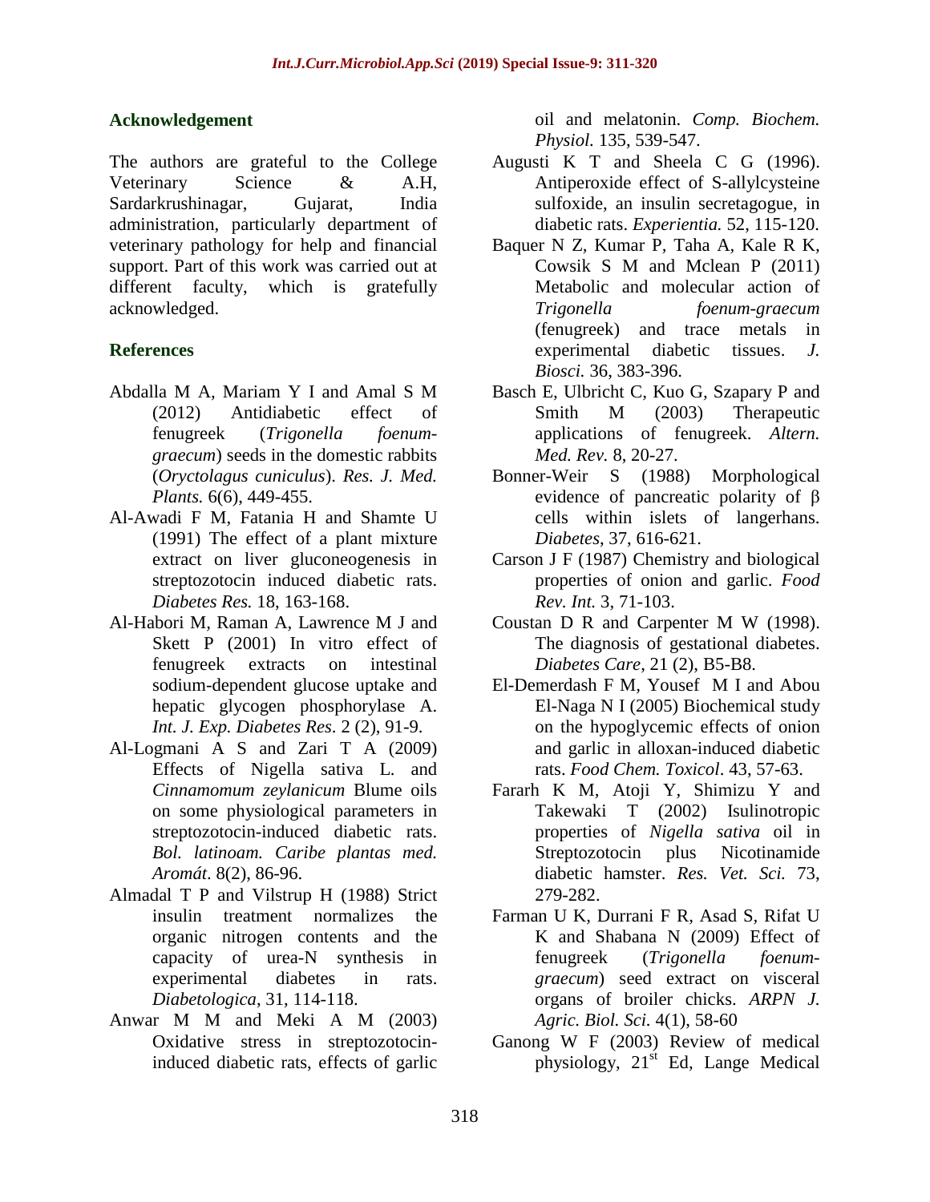## Acknowledgement

The authors are grateful to the College Veterinary Science & A.H, Sardarkrushinagar, Gujarat, India administration, particularly department of veterinary pathology for help and financial support. Part of this work was carried out at different faculty, which is gratefully acknowledged.

## References

Abdalla M A, Mariam Y I and Amal S M (2012) Antidiabetic effect of fenugreek (*Trigonella foenum-graecum*) seeds in the domestic rabbits (*Oryctolagus cuniculus*). *Res. J. Med. Plants.* 6(6), 449-455.

Al-Awadi F M, Fatania H and Shamte U (1991) The effect of a plant mixture extract on liver gluconeogenesis in streptozotocin induced diabetic rats. *Diabetes Res.* 18, 163-168.

Al-Habori M, Raman A, Lawrence M J and Skett P (2001) In vitro effect of fenugreek extracts on intestinal sodium-dependent glucose uptake and hepatic glycogen phosphorylase A. *Int. J. Exp. Diabetes Res*. 2 (2), 91-9.

Al-Logmani A S and Zari T A (2009) Effects of Nigella sativa L. and *Cinnamomum zeylanicum* Blume oils on some physiological parameters in streptozotocin-induced diabetic rats. *Bol. latinoam. Caribe plantas med. Aromát*. 8(2), 86-96.

Almadal T P and Vilstrup H (1988) Strict insulin treatment normalizes the organic nitrogen contents and the capacity of urea-N synthesis in experimental diabetes in rats. *Diabetologica*, 31, 114-118.

Anwar M M and Meki A M (2003) Oxidative stress in streptozotocin-induced diabetic rats, effects of garlic oil and melatonin. *Comp. Biochem. Physiol*. 135, 539-547.

Augusti K T and Sheela C G (1996). Antiperoxide effect of S-allylcysteine sulfoxide, an insulin secretagogue, in diabetic rats. *Experientia.* 52, 115-120.

Baquer N Z, Kumar P, Taha A, Kale R K, Cowsik S M and Mclean P (2011) Metabolic and molecular action of *Trigonella foenum-graecum* (fenugreek) and trace metals in experimental diabetic tissues. *J. Biosci.* 36, 383-396.

Basch E, Ulbricht C, Kuo G, Szapary P and Smith M (2003) Therapeutic applications of fenugreek. *Altern. Med. Rev.* 8, 20-27.

Bonner-Weir S (1988) Morphological evidence of pancreatic polarity of β cells within islets of langerhans. *Diabetes*, 37, 616-621.

Carson J F (1987) Chemistry and biological properties of onion and garlic. *Food Rev. Int.* 3, 71-103.

Coustan D R and Carpenter M W (1998). The diagnosis of gestational diabetes. *Diabetes Care*, 21 (2), B5-B8.

El-Demerdash F M, Yousef M I and Abou El-Naga N I (2005) Biochemical study on the hypoglycemic effects of onion and garlic in alloxan-induced diabetic rats. *Food Chem. Toxicol*. 43, 57-63.

Fararh K M, Atoji Y, Shimizu Y and Takewaki T (2002) Isulinotropic properties of *Nigella sativa* oil in Streptozotocin plus Nicotinamide diabetic hamster. *Res. Vet. Sci.* 73, 279-282.

Farman U K, Durrani F R, Asad S, Rifat U K and Shabana N (2009) Effect of fenugreek (*Trigonella foenum-graecum*) seed extract on visceral organs of broiler chicks. *ARPN J. Agric. Biol. Sci.* 4(1), 58-60

Ganong W F (2003) Review of medical physiology, 21st Ed, Lange Medical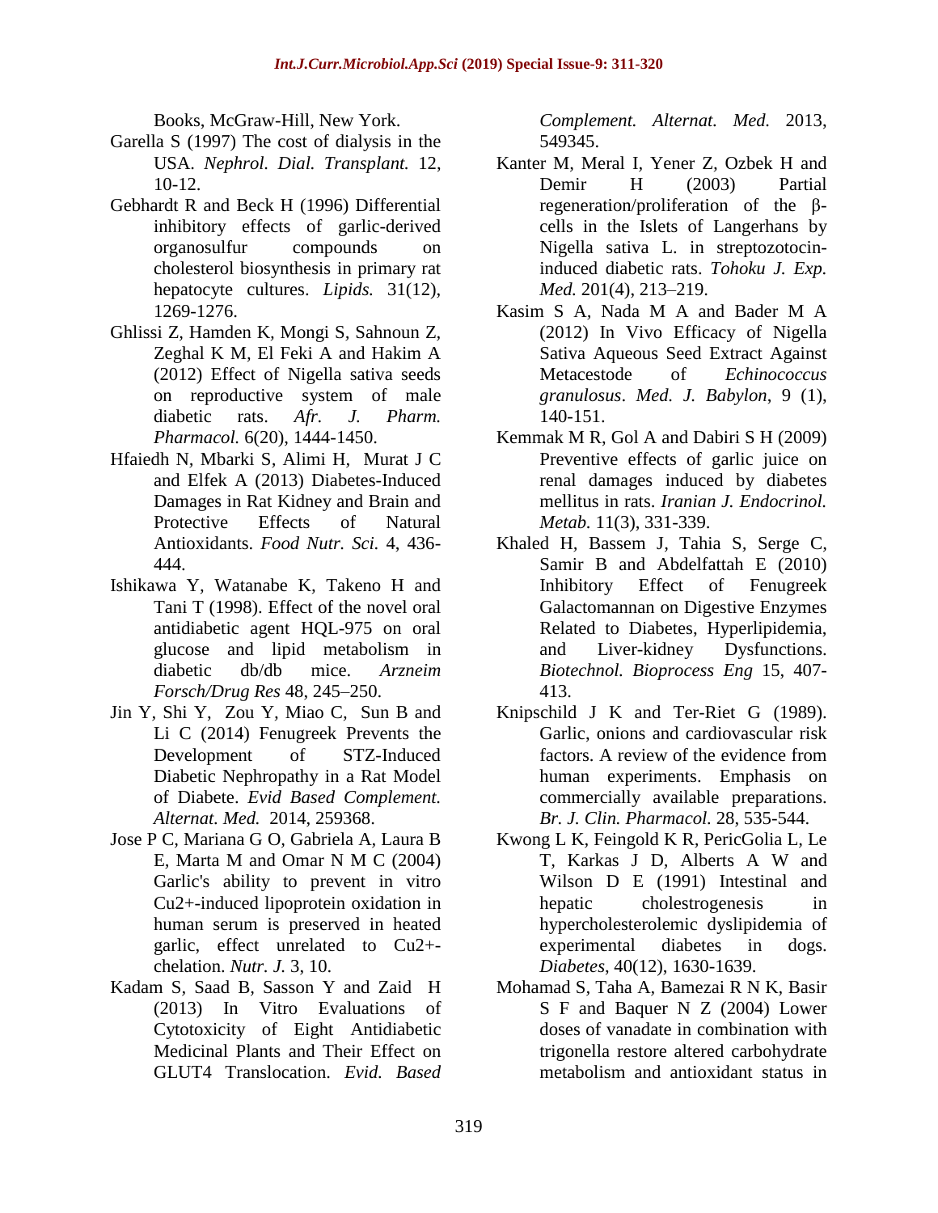Books, McGraw-Hill, New York.

Garella S (1997) The cost of dialysis in the USA. *Nephrol. Dial. Transplant.* 12, 10-12.

Gebhardt R and Beck H (1996) Differential inhibitory effects of garlic-derived organosulfur compounds on cholesterol biosynthesis in primary rat hepatocyte cultures. *Lipids.* 31(12), 1269-1276.

Ghlissi Z, Hamden K, Mongi S, Sahnoun Z, Zeghal K M, El Feki A and Hakim A (2012) Effect of Nigella sativa seeds on reproductive system of male diabetic rats. *Afr. J. Pharm. Pharmacol.* 6(20), 1444-1450.

Hfaiedh N, Mbarki S, Alimi H, Murat J C and Elfek A (2013) Diabetes-Induced Damages in Rat Kidney and Brain and Protective Effects of Natural Antioxidants. *Food Nutr. Sci.* 4, 436-444.

Ishikawa Y, Watanabe K, Takeno H and Tani T (1998). Effect of the novel oral antidiabetic agent HQL-975 on oral glucose and lipid metabolism in diabetic db/db mice. *Arzneim Forsch/Drug Res* 48, 245–250.

Jin Y, Shi Y, Zou Y, Miao C, Sun B and Li C (2014) Fenugreek Prevents the Development of STZ-Induced Diabetic Nephropathy in a Rat Model of Diabete. *Evid Based Complement. Alternat. Med.* 2014, 259368.

Jose P C, Mariana G O, Gabriela A, Laura B E, Marta M and Omar N M C (2004) Garlic's ability to prevent in vitro Cu2+-induced lipoprotein oxidation in human serum is preserved in heated garlic, effect unrelated to Cu2+-chelation. *Nutr. J.* 3, 10.

Kadam S, Saad B, Sasson Y and Zaid H (2013) In Vitro Evaluations of Cytotoxicity of Eight Antidiabetic Medicinal Plants and Their Effect on GLUT4 Translocation. *Evid. Based Complement. Alternat. Med.* 2013, 549345.

Kanter M, Meral I, Yener Z, Ozbek H and Demir H (2003) Partial regeneration/proliferation of the β-cells in the Islets of Langerhans by Nigella sativa L. in streptozotocin-induced diabetic rats. *Tohoku J. Exp. Med.* 201(4), 213–219.

Kasim S A, Nada M A and Bader M A (2012) In Vivo Efficacy of Nigella Sativa Aqueous Seed Extract Against Metacestode of *Echinococcus granulosus*. *Med. J. Babylon*, 9 (1), 140-151.

Kemmak M R, Gol A and Dabiri S H (2009) Preventive effects of garlic juice on renal damages induced by diabetes mellitus in rats. *Iranian J. Endocrinol. Metab.* 11(3), 331-339.

Khaled H, Bassem J, Tahia S, Serge C, Samir B and Abdelfattah E (2010) Inhibitory Effect of Fenugreek Galactomannan on Digestive Enzymes Related to Diabetes, Hyperlipidemia, and Liver-kidney Dysfunctions. *Biotechnol. Bioprocess Eng* 15, 407-413.

Knipschild J K and Ter-Riet G (1989). Garlic, onions and cardiovascular risk factors. A review of the evidence from human experiments. Emphasis on commercially available preparations. *Br. J. Clin. Pharmacol.* 28, 535-544.

Kwong L K, Feingold K R, PericGolia L, Le T, Karkas J D, Alberts A W and Wilson D E (1991) Intestinal and hepatic cholestrogenesis in hypercholesterolemic dyslipidemia of experimental diabetes in dogs. *Diabetes*, 40(12), 1630-1639.

Mohamad S, Taha A, Bamezai R N K, Basir S F and Baquer N Z (2004) Lower doses of vanadate in combination with trigonella restore altered carbohydrate metabolism and antioxidant status in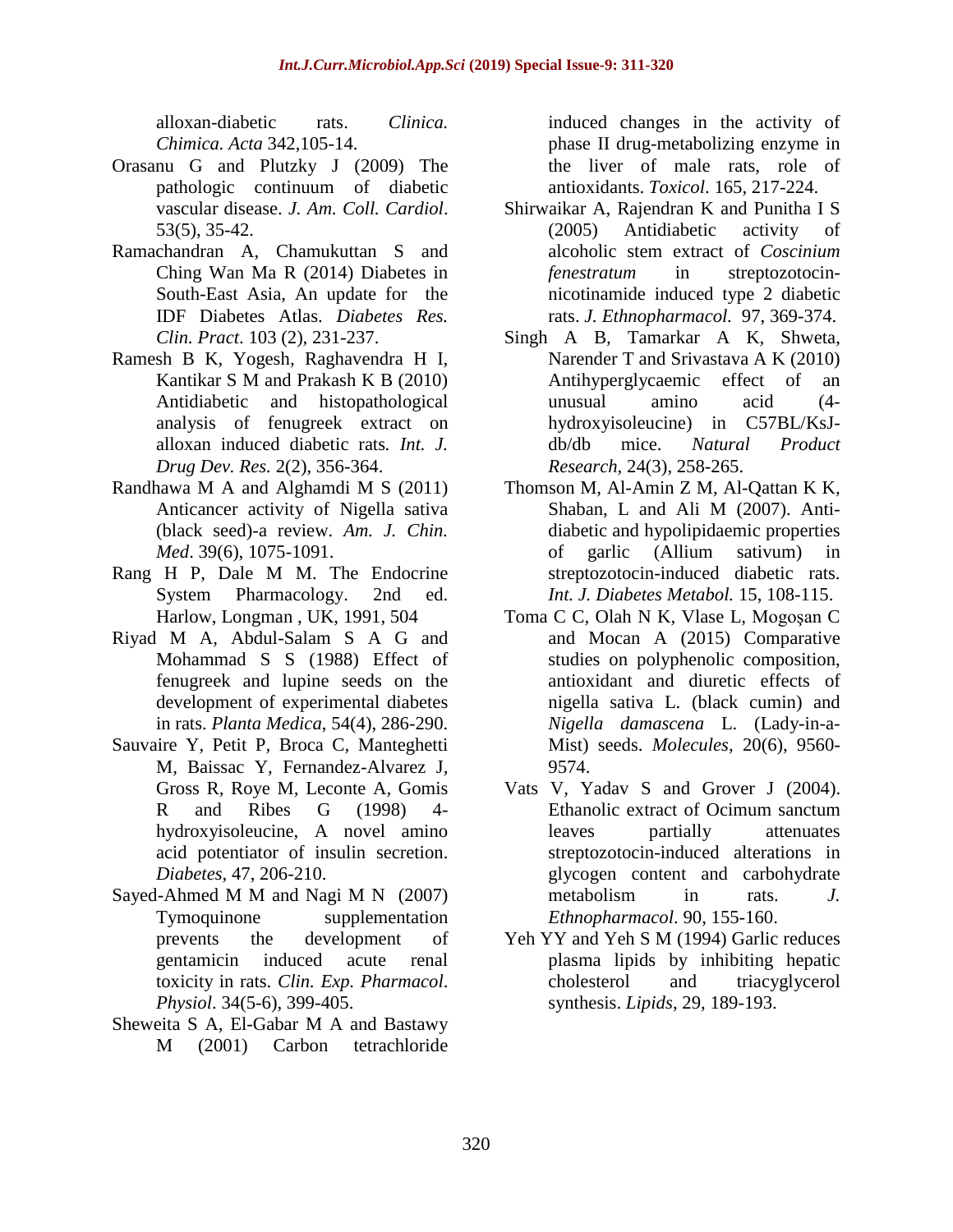alloxan-diabetic rats. *Clinica. Chimica. Acta* 342,105-14.

Orasanu G and Plutzky J (2009) The pathologic continuum of diabetic vascular disease. *J. Am. Coll. Cardiol*. 53(5), 35-42.

Ramachandran A, Chamukuttan S and Ching Wan Ma R (2014) Diabetes in South-East Asia, An update for the IDF Diabetes Atlas. *Diabetes Res. Clin. Pract*. 103 (2), 231-237.

Ramesh B K, Yogesh, Raghavendra H I, Kantikar S M and Prakash K B (2010) Antidiabetic and histopathological analysis of fenugreek extract on alloxan induced diabetic rats*. Int. J. Drug Dev. Res.* 2(2), 356-364.

Randhawa M A and Alghamdi M S (2011) Anticancer activity of Nigella sativa (black seed)-a review. *Am. J. Chin. Med*. 39(6), 1075-1091.

Rang H P, Dale M M. The Endocrine System Pharmacology. 2nd ed. Harlow, Longman , UK, 1991, 504

Riyad M A, Abdul-Salam S A G and Mohammad S S (1988) Effect of fenugreek and lupine seeds on the development of experimental diabetes in rats. *Planta Medica*, 54(4), 286-290.

Sauvaire Y, Petit P, Broca C, Manteghetti M, Baissac Y, Fernandez-Alvarez J, Gross R, Roye M, Leconte A, Gomis R and Ribes G (1998) 4-hydroxyisoleucine, A novel amino acid potentiator of insulin secretion. *Diabetes*, 47, 206-210.

Sayed-Ahmed M M and Nagi M N (2007) Tymoquinone supplementation prevents the development of gentamicin induced acute renal toxicity in rats. *Clin. Exp. Pharmacol. Physiol*. 34(5-6), 399-405.

Sheweita S A, El-Gabar M A and Bastawy M (2001) Carbon tetrachloride induced changes in the activity of phase II drug-metabolizing enzyme in the liver of male rats, role of antioxidants. *Toxicol*. 165, 217-224.

Shirwaikar A, Rajendran K and Punitha I S (2005) Antidiabetic activity of alcoholic stem extract of *Coscinium fenestratum* in streptozotocin-nicotinamide induced type 2 diabetic rats. *J. Ethnopharmacol.* 97, 369-374.

Singh A B, Tamarkar A K, Shweta, Narender T and Srivastava A K (2010) Antihyperglycaemic effect of an unusual amino acid (4-hydroxyisoleucine) in C57BL/KsJ-db/db mice. *Natural Product Research*, 24(3), 258-265.

Thomson M, Al-Amin Z M, Al-Qattan K K, Shaban, L and Ali M (2007). Anti-diabetic and hypolipidaemic properties of garlic (Allium sativum) in streptozotocin-induced diabetic rats. *Int. J. Diabetes Metabol.* 15, 108-115.

Toma C C, Olah N K, Vlase L, Mogoşan C and Mocan A (2015) Comparative studies on polyphenolic composition, antioxidant and diuretic effects of nigella sativa L. (black cumin) and *Nigella damascena* L. (Lady-in-a-Mist) seeds. *Molecules*, 20(6), 9560-9574.

Vats V, Yadav S and Grover J (2004). Ethanolic extract of Ocimum sanctum leaves partially attenuates streptozotocin-induced alterations in glycogen content and carbohydrate metabolism in rats. *J. Ethnopharmacol*. 90, 155-160.

Yeh YY and Yeh S M (1994) Garlic reduces plasma lipids by inhibiting hepatic cholesterol and triacyglycerol synthesis. *Lipids*, 29, 189-193.